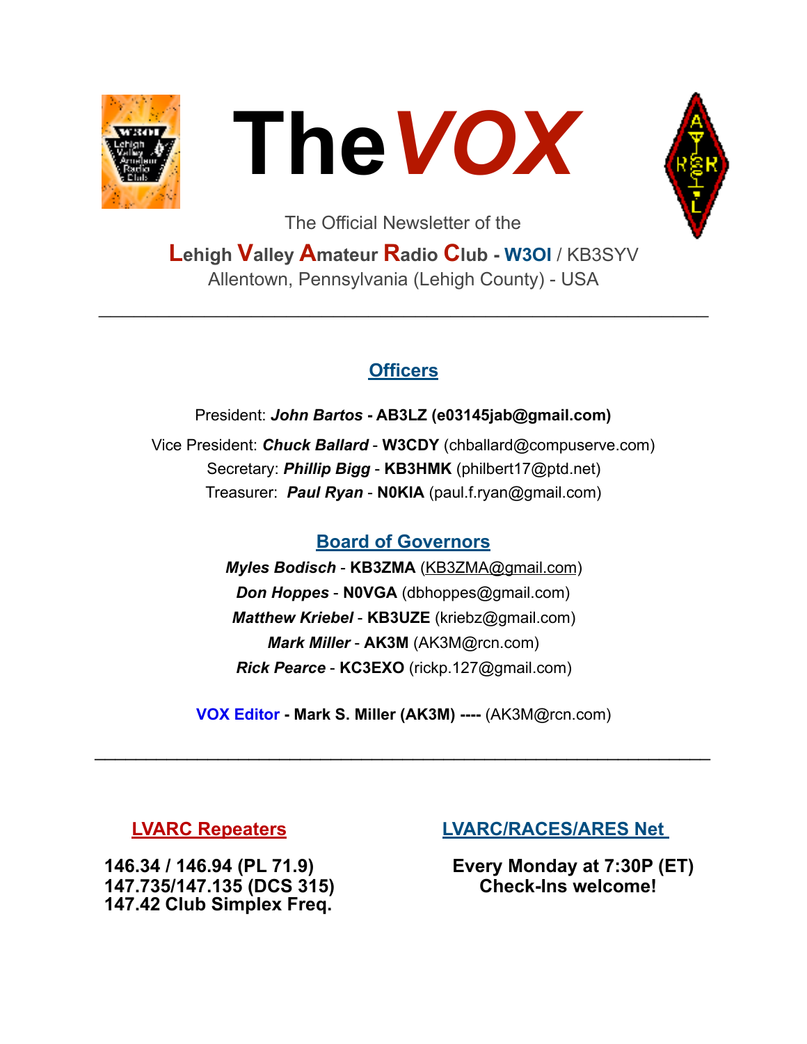# The *VOX*

The Official Newsletter of the

**Lehigh Valley Amateur Radio Club - W3OI** / KB3SYV

Allentown, Pennsylvania (Lehigh County) - USA

---

## Officers

President: ***John Bartos* - AB3LZ (e03145jab@gmail.com)**

Vice President: ***Chuck Ballard*** - **W3CDY** (chballard@compuserve.com)

Secretary: ***Phillip Bigg*** - **KB3HMK** (philbert17@ptd.net)

Treasurer: ***Paul Ryan*** - **N0KIA** (paul.f.ryan@gmail.com)

## Board of Governors

***Myles Bodisch*** - **KB3ZMA** (KB3ZMA@gmail.com)

***Don Hoppes*** - **N0VGA** (dbhoppes@gmail.com)

***Matthew Kriebel*** - **KB3UZE** (kriebz@gmail.com)

***Mark Miller*** - **AK3M** (AK3M@rcn.com)

***Rick Pearce*** - **KC3EXO** (rickp.127@gmail.com)

**VOX Editor - Mark S. Miller (AK3M) ----** (AK3M@rcn.com)

---

## LVARC Repeaters

**146.34 / 146.94 (PL 71.9)**
**147.735/147.135 (DCS 315)**
**147.42 Club Simplex Freq.**

## LVARC/RACES/ARES Net

**Every Monday at 7:30P (ET)**
**Check-Ins welcome!**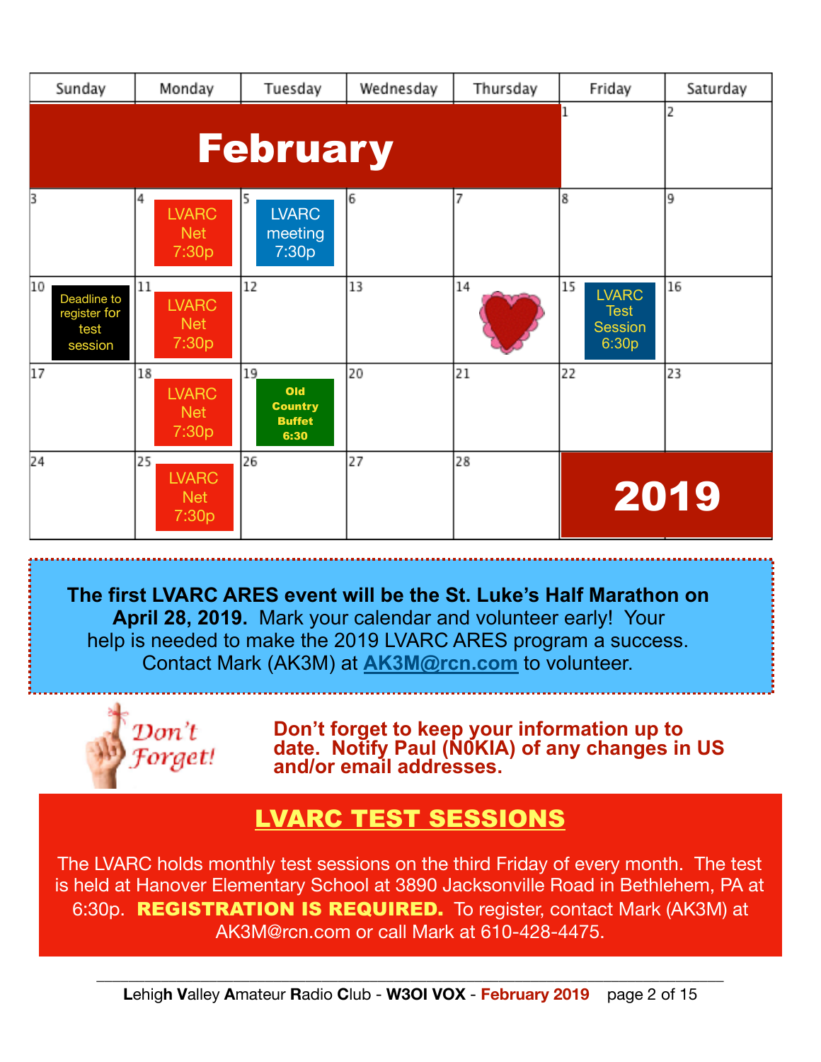## February 2019

| Sunday | Monday | Tuesday | Wednesday | Thursday | Friday | Saturday |
|---|---|---|---|---|---|---|
| | | | | | 1 | 2 |
| 3 | 4 LVARC Net 7:30p | 5 LVARC meeting 7:30p | 6 | 7 | 8 | 9 |
| 10 Deadline to register for test session | 11 LVARC Net 7:30p | 12 | 13 | 14 | 15 LVARC Test Session 6:30p | 16 |
| 17 | 18 LVARC Net 7:30p | 19 Old Country Buffet 6:30 | 20 | 21 | 22 | 23 |
| 24 | 25 LVARC Net 7:30p | 26 | 27 | 28 | | |

**The first LVARC ARES event will be the St. Luke's Half Marathon on April 28, 2019.** Mark your calendar and volunteer early! Your help is needed to make the 2019 LVARC ARES program a success. Contact Mark (AK3M) at AK3M@rcn.com to volunteer.

Don't Forget!

**Don't forget to keep your information up to date. Notify Paul (N0KIA) of any changes in US and/or email addresses.**

## LVARC TEST SESSIONS

The LVARC holds monthly test sessions on the third Friday of every month. The test is held at Hanover Elementary School at 3890 Jacksonville Road in Bethlehem, PA at 6:30p. **REGISTRATION IS REQUIRED.** To register, contact Mark (AK3M) at AK3M@rcn.com or call Mark at 610-428-4475.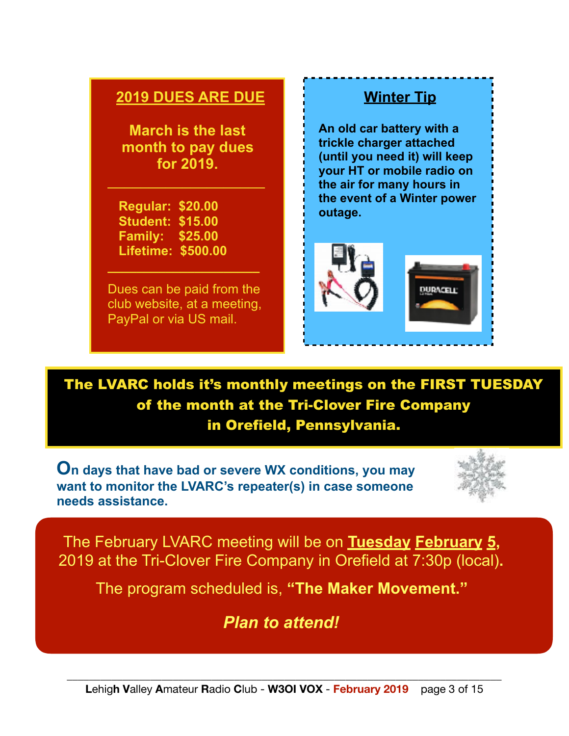## 2019 DUES ARE DUE

**March is the last month to pay dues for 2019.**

---

**Regular: $20.00**
**Student: $15.00**
**Family: $25.00**
**Lifetime: $500.00**

---

Dues can be paid from the club website, at a meeting, PayPal or via US mail.

## Winter Tip

**An old car battery with a trickle charger attached (until you need it) will keep your HT or mobile radio on the air for many hours in the event of a Winter power outage.**

**The LVARC holds it's monthly meetings on the FIRST TUESDAY of the month at the Tri-Clover Fire Company in Orefield, Pennsylvania.**

**On days that have bad or severe WX conditions, you may want to monitor the LVARC's repeater(s) in case someone needs assistance.**

The February LVARC meeting will be on **Tuesday February 5**, 2019 at the Tri-Clover Fire Company in Orefield at 7:30p (local).

The program scheduled is, **"The Maker Movement."**

***Plan to attend!***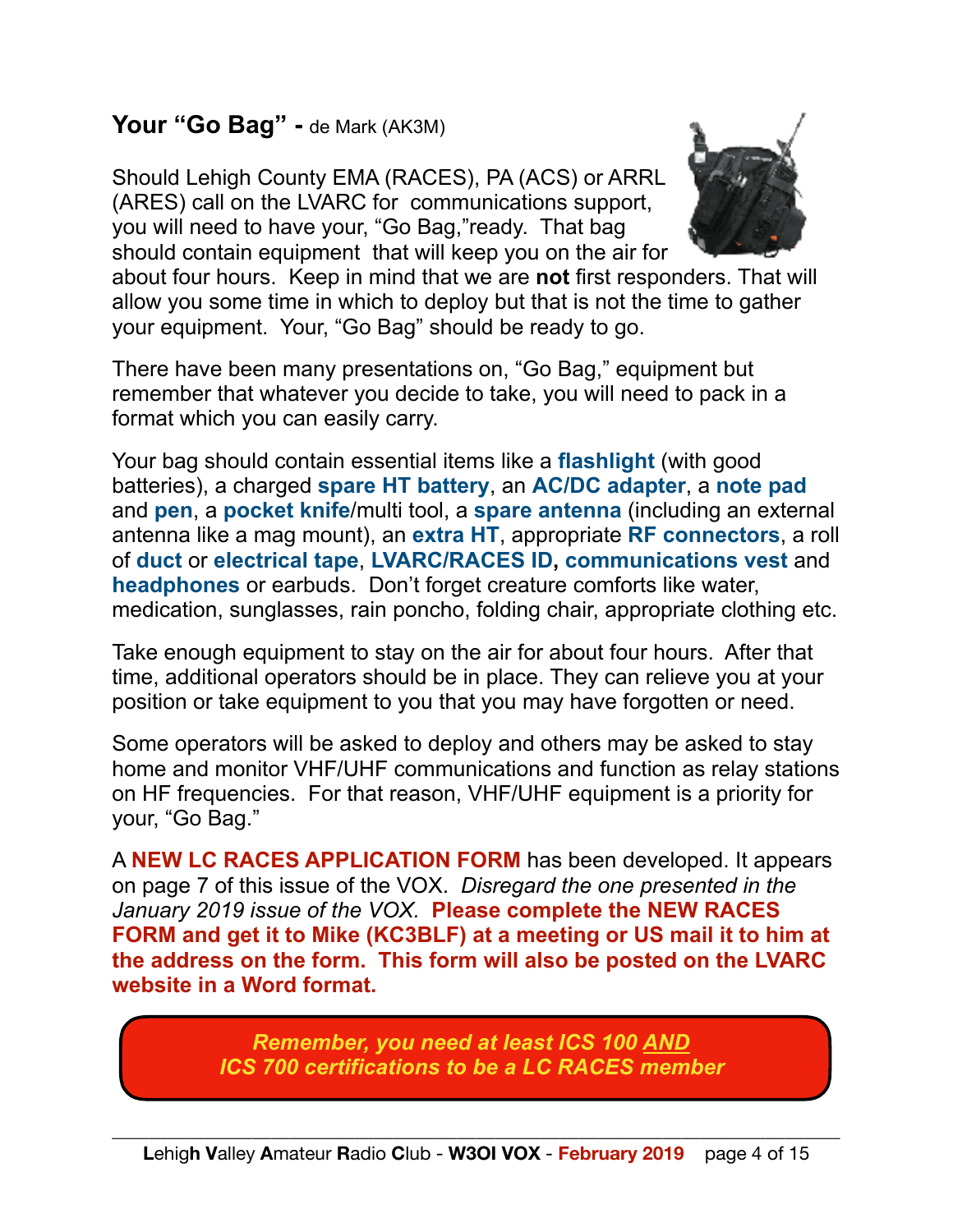## Your "Go Bag" - de Mark (AK3M)

Should Lehigh County EMA (RACES), PA (ACS) or ARRL (ARES) call on the LVARC for communications support, you will need to have your, "Go Bag,"ready. That bag should contain equipment that will keep you on the air for about four hours. Keep in mind that we are **not** first responders. That will allow you some time in which to deploy but that is not the time to gather your equipment. Your, "Go Bag" should be ready to go.

There have been many presentations on, "Go Bag," equipment but remember that whatever you decide to take, you will need to pack in a format which you can easily carry.

Your bag should contain essential items like a **flashlight** (with good batteries), a charged **spare HT battery**, an **AC/DC adapter**, a **note pad** and **pen**, a **pocket knife**/multi tool, a **spare antenna** (including an external antenna like a mag mount), an **extra HT**, appropriate **RF connectors**, a roll of **duct** or **electrical tape**, **LVARC/RACES ID, communications vest** and **headphones** or earbuds. Don't forget creature comforts like water, medication, sunglasses, rain poncho, folding chair, appropriate clothing etc.

Take enough equipment to stay on the air for about four hours. After that time, additional operators should be in place. They can relieve you at your position or take equipment to you that you may have forgotten or need.

Some operators will be asked to deploy and others may be asked to stay home and monitor VHF/UHF communications and function as relay stations on HF frequencies. For that reason, VHF/UHF equipment is a priority for your, "Go Bag."

A **NEW LC RACES APPLICATION FORM** has been developed. It appears on page 7 of this issue of the VOX. *Disregard the one presented in the January 2019 issue of the VOX.* **Please complete the NEW RACES FORM and get it to Mike (KC3BLF) at a meeting or US mail it to him at the address on the form. This form will also be posted on the LVARC website in a Word format.**

***Remember, you need at least ICS 100 AND ICS 700 certifications to be a LC RACES member***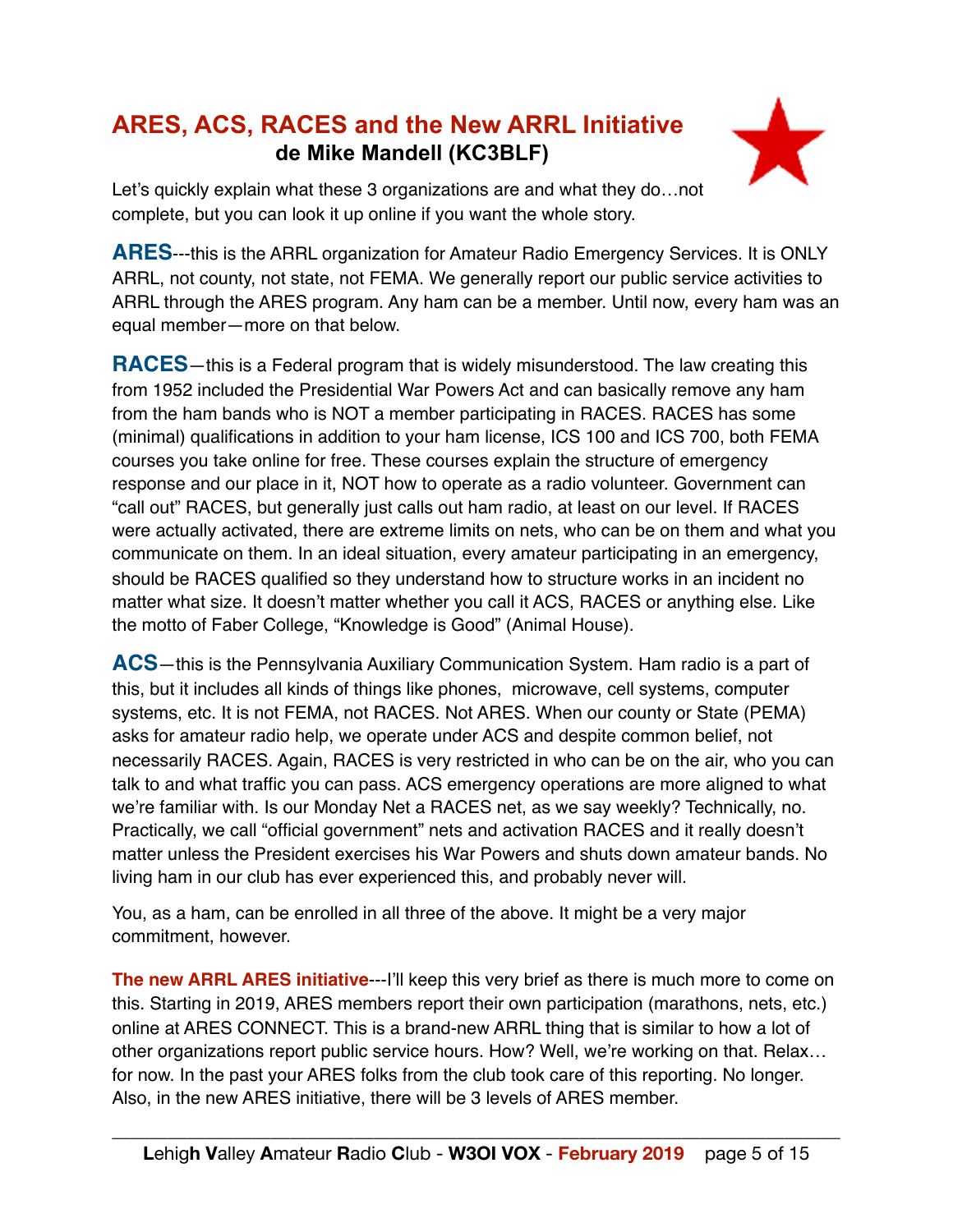## ARES, ACS, RACES and the New ARRL Initiative

**de Mike Mandell (KC3BLF)**

Let's quickly explain what these 3 organizations are and what they do…not complete, but you can look it up online if you want the whole story.

**ARES**---this is the ARRL organization for Amateur Radio Emergency Services. It is ONLY ARRL, not county, not state, not FEMA. We generally report our public service activities to ARRL through the ARES program. Any ham can be a member. Until now, every ham was an equal member—more on that below.

**RACES**—this is a Federal program that is widely misunderstood. The law creating this from 1952 included the Presidential War Powers Act and can basically remove any ham from the ham bands who is NOT a member participating in RACES. RACES has some (minimal) qualifications in addition to your ham license, ICS 100 and ICS 700, both FEMA courses you take online for free. These courses explain the structure of emergency response and our place in it, NOT how to operate as a radio volunteer. Government can "call out" RACES, but generally just calls out ham radio, at least on our level. If RACES were actually activated, there are extreme limits on nets, who can be on them and what you communicate on them. In an ideal situation, every amateur participating in an emergency, should be RACES qualified so they understand how to structure works in an incident no matter what size. It doesn't matter whether you call it ACS, RACES or anything else. Like the motto of Faber College, "Knowledge is Good" (Animal House).

**ACS**—this is the Pennsylvania Auxiliary Communication System. Ham radio is a part of this, but it includes all kinds of things like phones, microwave, cell systems, computer systems, etc. It is not FEMA, not RACES. Not ARES. When our county or State (PEMA) asks for amateur radio help, we operate under ACS and despite common belief, not necessarily RACES. Again, RACES is very restricted in who can be on the air, who you can talk to and what traffic you can pass. ACS emergency operations are more aligned to what we're familiar with. Is our Monday Net a RACES net, as we say weekly? Technically, no. Practically, we call "official government" nets and activation RACES and it really doesn't matter unless the President exercises his War Powers and shuts down amateur bands. No living ham in our club has ever experienced this, and probably never will.

You, as a ham, can be enrolled in all three of the above. It might be a very major commitment, however.

**The new ARRL ARES initiative**---I'll keep this very brief as there is much more to come on this. Starting in 2019, ARES members report their own participation (marathons, nets, etc.) online at ARES CONNECT. This is a brand-new ARRL thing that is similar to how a lot of other organizations report public service hours. How? Well, we're working on that. Relax… for now. In the past your ARES folks from the club took care of this reporting. No longer. Also, in the new ARES initiative, there will be 3 levels of ARES member.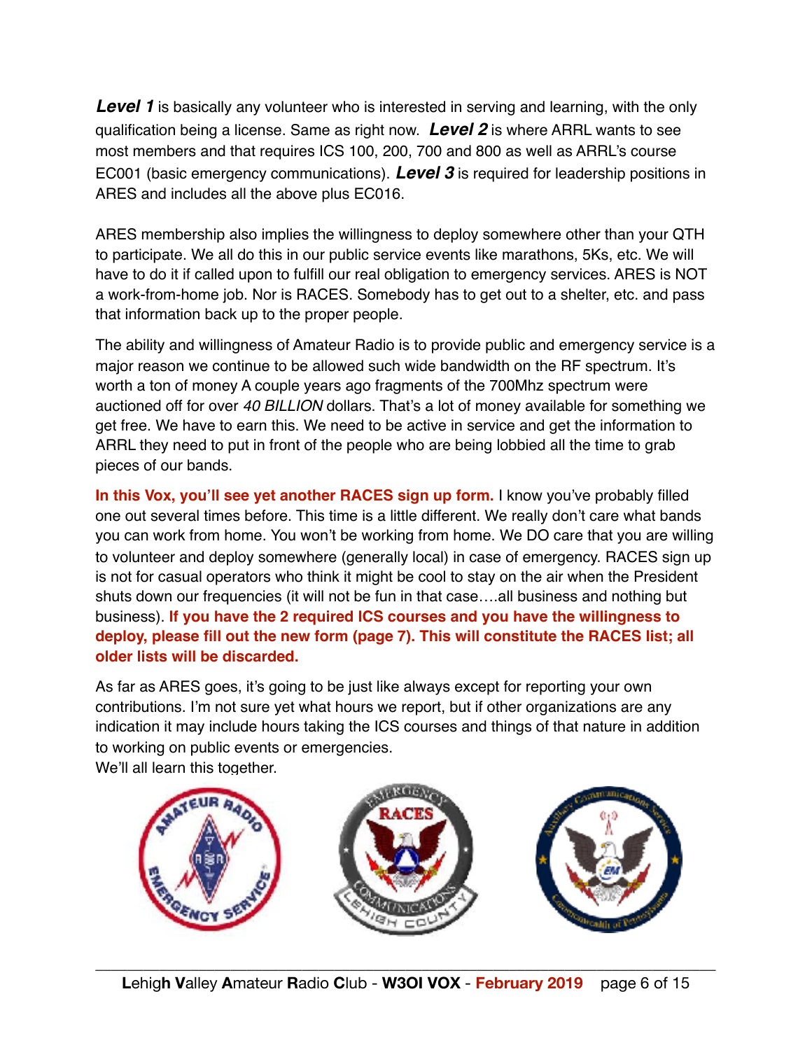***Level 1*** is basically any volunteer who is interested in serving and learning, with the only qualification being a license. Same as right now. ***Level 2*** is where ARRL wants to see most members and that requires ICS 100, 200, 700 and 800 as well as ARRL's course EC001 (basic emergency communications). ***Level 3*** is required for leadership positions in ARES and includes all the above plus EC016.

ARES membership also implies the willingness to deploy somewhere other than your QTH to participate. We all do this in our public service events like marathons, 5Ks, etc. We will have to do it if called upon to fulfill our real obligation to emergency services. ARES is NOT a work-from-home job. Nor is RACES. Somebody has to get out to a shelter, etc. and pass that information back up to the proper people.

The ability and willingness of Amateur Radio is to provide public and emergency service is a major reason we continue to be allowed such wide bandwidth on the RF spectrum. It's worth a ton of money A couple years ago fragments of the 700Mhz spectrum were auctioned off for over *40 BILLION* dollars. That's a lot of money available for something we get free. We have to earn this. We need to be active in service and get the information to ARRL they need to put in front of the people who are being lobbied all the time to grab pieces of our bands.

**In this Vox, you'll see yet another RACES sign up form.** I know you've probably filled one out several times before. This time is a little different. We really don't care what bands you can work from home. You won't be working from home. We DO care that you are willing to volunteer and deploy somewhere (generally local) in case of emergency. RACES sign up is not for casual operators who think it might be cool to stay on the air when the President shuts down our frequencies (it will not be fun in that case….all business and nothing but business). **If you have the 2 required ICS courses and you have the willingness to deploy, please fill out the new form (page 7). This will constitute the RACES list; all older lists will be discarded.**

As far as ARES goes, it's going to be just like always except for reporting your own contributions. I'm not sure yet what hours we report, but if other organizations are any indication it may include hours taking the ICS courses and things of that nature in addition to working on public events or emergencies.
We'll all learn this together.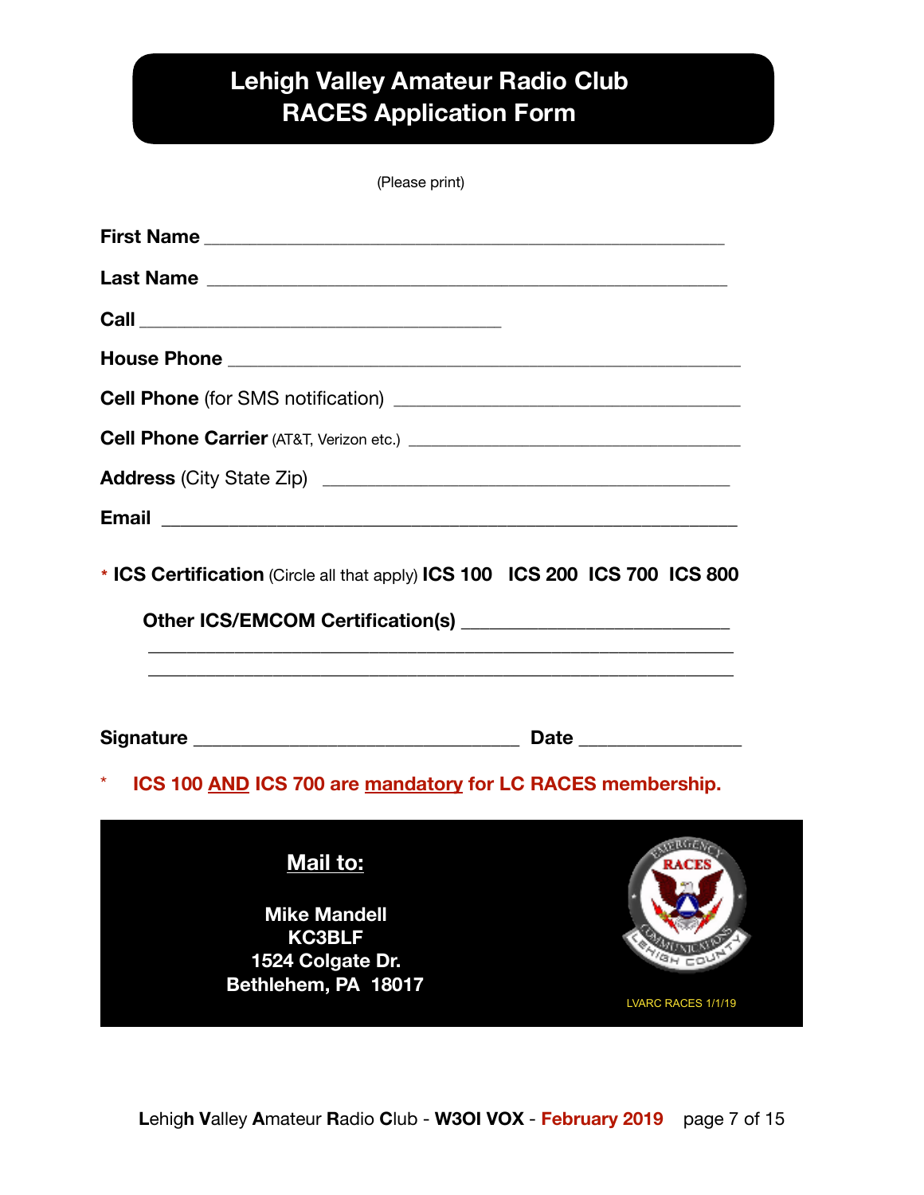# Lehigh Valley Amateur Radio Club
# RACES Application Form

(Please print)

**First Name** ______________________________________________________

**Last Name** ______________________________________________________

**Call** ______________________________________

**House Phone** ______________________________________________________

**Cell Phone** (for SMS notification) ____________________________________

**Cell Phone Carrier** (AT&T, Verizon etc.) __________________________________

**Address** (City State Zip) __________________________________________

**Email** ____________________________________________________________

\* **ICS Certification** (Circle all that apply) **ICS 100 ICS 200 ICS 700 ICS 800**

**Other ICS/EMCOM Certification(s)** ____________________________

______________________________________________________________

______________________________________________________________

**Signature** __________________________________ **Date** ________________

\* **ICS 100 <u>AND</u> ICS 700 are <u>mandatory</u> for LC RACES membership.**

**<u>Mail to:</u>**

**Mike Mandell**
**KC3BLF**
**1524 Colgate Dr.**
**Bethlehem, PA 18017**

LVARC RACES 1/1/19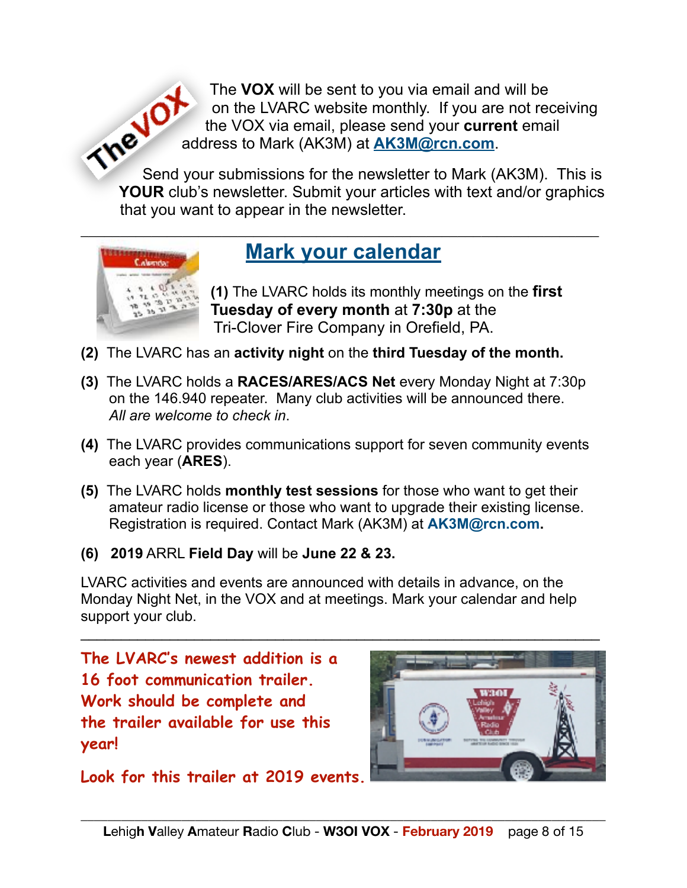The **VOX** will be sent to you via email and will be on the LVARC website monthly. If you are not receiving the VOX via email, please send your **current** email address to Mark (AK3M) at **AK3M@rcn.com**.

Send your submissions for the newsletter to Mark (AK3M). This is **YOUR** club's newsletter. Submit your articles with text and/or graphics that you want to appear in the newsletter.

---

## Mark your calendar

**(1)** The LVARC holds its monthly meetings on the **first Tuesday of every month** at **7:30p** at the Tri-Clover Fire Company in Orefield, PA.

**(2)** The LVARC has an **activity night** on the **third Tuesday of the month.**

**(3)** The LVARC holds a **RACES/ARES/ACS Net** every Monday Night at 7:30p on the 146.940 repeater. Many club activities will be announced there. *All are welcome to check in*.

**(4)** The LVARC provides communications support for seven community events each year (**ARES**).

**(5)** The LVARC holds **monthly test sessions** for those who want to get their amateur radio license or those who want to upgrade their existing license. Registration is required. Contact Mark (AK3M) at **AK3M@rcn.com.**

**(6)** **2019** ARRL **Field Day** will be **June 22 & 23.**

LVARC activities and events are announced with details in advance, on the Monday Night Net, in the VOX and at meetings. Mark your calendar and help support your club.

---

**The LVARC's newest addition is a 16 foot communication trailer. Work should be complete and the trailer available for use this year!**

**Look for this trailer at 2019 events.**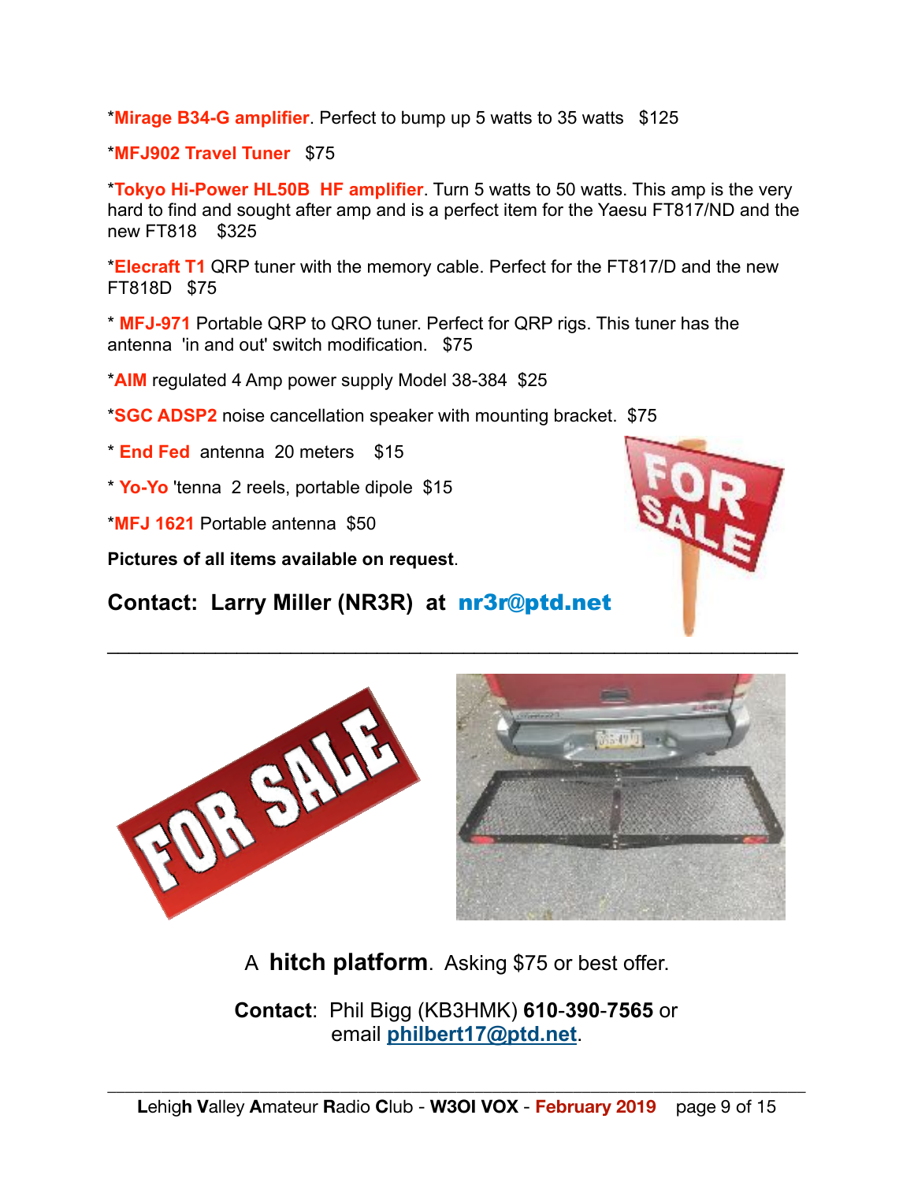*Mirage B34-G amplifier. Perfect to bump up 5 watts to 35 watts   $125

*MFJ902 Travel Tuner   $75

*Tokyo Hi-Power HL50B  HF amplifier. Turn 5 watts to 50 watts. This amp is the very hard to find and sought after amp and is a perfect item for the Yaesu FT817/ND and the new FT818    $325

*Elecraft T1 QRP tuner with the memory cable. Perfect for the FT817/D and the new FT818D   $75

* MFJ-971 Portable QRP to QRO tuner. Perfect for QRP rigs. This tuner has the antenna  'in and out' switch modification.   $75

*AIM regulated 4 Amp power supply Model 38-384  $25

*SGC ADSP2 noise cancellation speaker with mounting bracket.  $75

* End Fed  antenna  20 meters    $15

* Yo-Yo 'tenna  2 reels, portable dipole  $15

*MFJ 1621 Portable antenna  $50

**Pictures of all items available on request**.

**Contact:  Larry Miller (NR3R)  at  nr3r@ptd.net**

---

A **hitch platform**.  Asking $75 or best offer.

**Contact**:  Phil Bigg (KB3HMK) **610-390-7565** or email **philbert17@ptd.net**.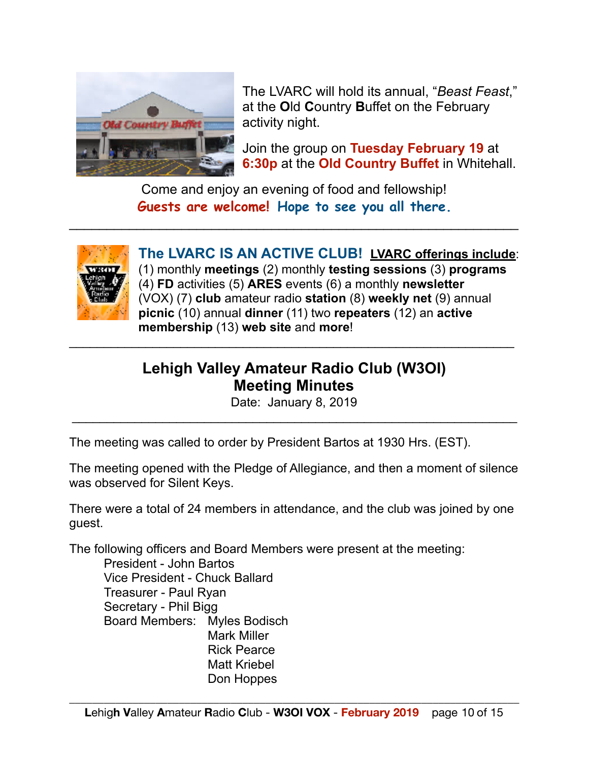The LVARC will hold its annual, "*Beast Feast*," at the **O**ld **C**ountry **B**uffet on the February activity night.

Join the group on **Tuesday February 19** at **6:30p** at the **Old Country Buffet** in Whitehall.

Come and enjoy an evening of food and fellowship!
**Guests are welcome! Hope to see you all there.**

---

**The LVARC IS AN ACTIVE CLUB!** **LVARC offerings include**: (1) monthly **meetings** (2) monthly **testing sessions** (3) **programs** (4) **FD** activities (5) **ARES** events (6) a monthly **newsletter** (VOX) (7) **club** amateur radio **station** (8) **weekly net** (9) annual **picnic** (10) annual **dinner** (11) two **repeaters** (12) an **active membership** (13) **web site** and **more**!

---

# Lehigh Valley Amateur Radio Club (W3OI) Meeting Minutes

Date: January 8, 2019

---

The meeting was called to order by President Bartos at 1930 Hrs. (EST).

The meeting opened with the Pledge of Allegiance, and then a moment of silence was observed for Silent Keys.

There were a total of 24 members in attendance, and the club was joined by one guest.

The following officers and Board Members were present at the meeting:

- President - John Bartos
- Vice President - Chuck Ballard
- Treasurer - Paul Ryan
- Secretary - Phil Bigg
- Board Members:
  - Myles Bodisch
  - Mark Miller
  - Rick Pearce
  - Matt Kriebel
  - Don Hoppes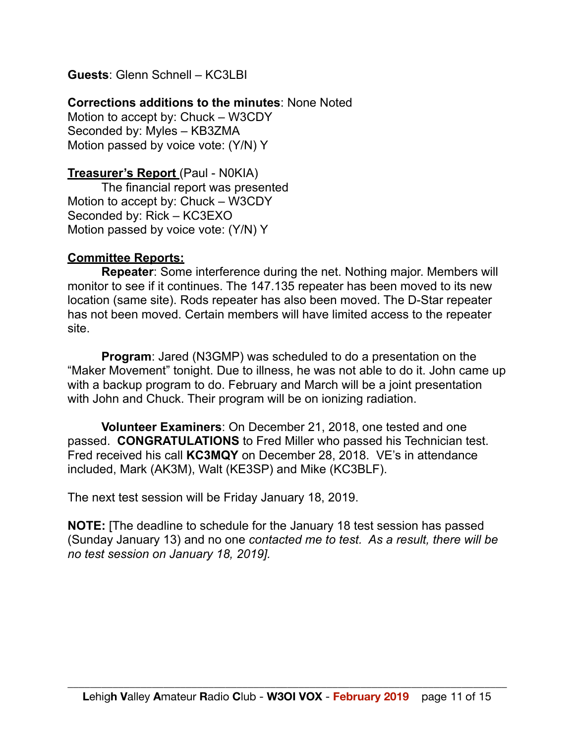**Guests**: Glenn Schnell – KC3LBI

**Corrections additions to the minutes**: None Noted
Motion to accept by: Chuck – W3CDY
Seconded by: Myles – KB3ZMA
Motion passed by voice vote: (Y/N) Y

**Treasurer's Report** (Paul - N0KIA)
The financial report was presented
Motion to accept by: Chuck – W3CDY
Seconded by: Rick – KC3EXO
Motion passed by voice vote: (Y/N) Y

**Committee Reports:**

**Repeater**: Some interference during the net. Nothing major. Members will monitor to see if it continues. The 147.135 repeater has been moved to its new location (same site). Rods repeater has also been moved. The D-Star repeater has not been moved. Certain members will have limited access to the repeater site.

**Program**: Jared (N3GMP) was scheduled to do a presentation on the "Maker Movement" tonight. Due to illness, he was not able to do it. John came up with a backup program to do. February and March will be a joint presentation with John and Chuck. Their program will be on ionizing radiation.

**Volunteer Examiners**: On December 21, 2018, one tested and one passed. **CONGRATULATIONS** to Fred Miller who passed his Technician test. Fred received his call **KC3MQY** on December 28, 2018. VE's in attendance included, Mark (AK3M), Walt (KE3SP) and Mike (KC3BLF).

The next test session will be Friday January 18, 2019.

**NOTE:** [The deadline to schedule for the January 18 test session has passed (Sunday January 13) and no one *contacted me to test. As a result, there will be no test session on January 18, 2019].*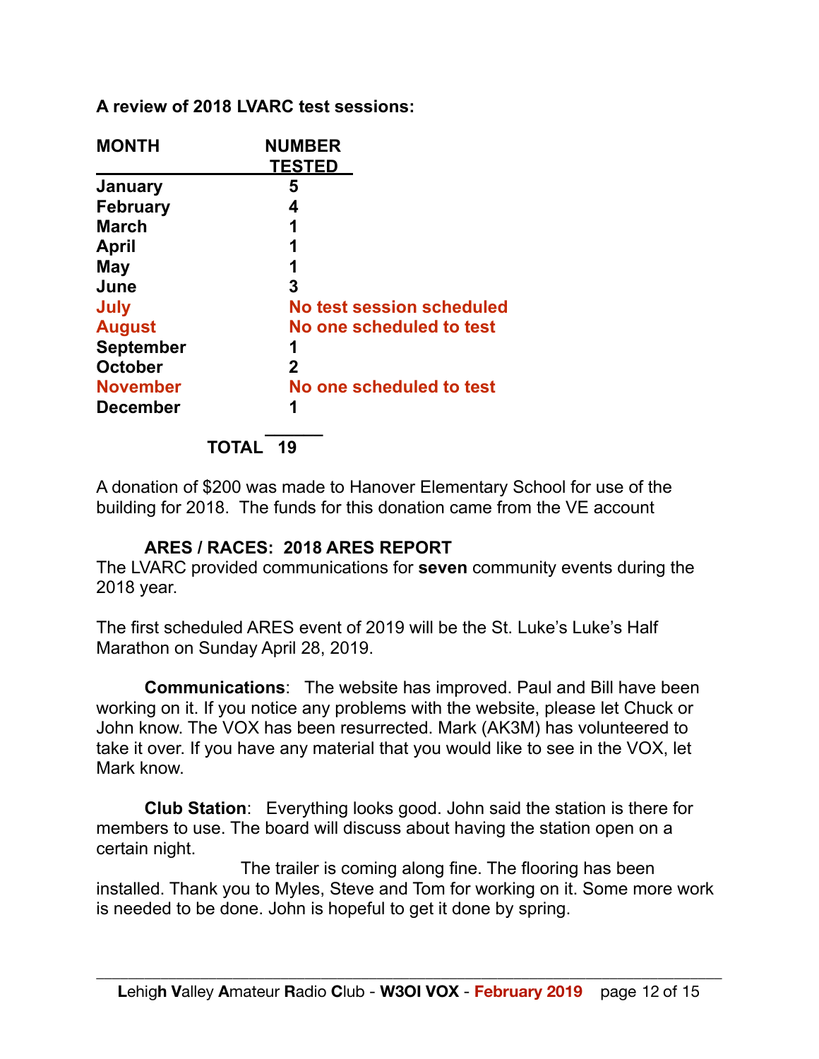**A review of 2018 LVARC test sessions:**

| MONTH | NUMBER TESTED |
|---|---|
| January | 5 |
| February | 4 |
| March | 1 |
| April | 1 |
| May | 1 |
| June | 3 |
| July | No test session scheduled |
| August | No one scheduled to test |
| September | 1 |
| October | 2 |
| November | No one scheduled to test |
| December | 1 |
| **TOTAL** | **19** |

A donation of $200 was made to Hanover Elementary School for use of the building for 2018. The funds for this donation came from the VE account

**ARES / RACES: 2018 ARES REPORT**

The LVARC provided communications for **seven** community events during the 2018 year.

The first scheduled ARES event of 2019 will be the St. Luke's Luke's Half Marathon on Sunday April 28, 2019.

**Communications**: The website has improved. Paul and Bill have been working on it. If you notice any problems with the website, please let Chuck or John know. The VOX has been resurrected. Mark (AK3M) has volunteered to take it over. If you have any material that you would like to see in the VOX, let Mark know.

**Club Station**: Everything looks good. John said the station is there for members to use. The board will discuss about having the station open on a certain night.

The trailer is coming along fine. The flooring has been installed. Thank you to Myles, Steve and Tom for working on it. Some more work is needed to be done. John is hopeful to get it done by spring.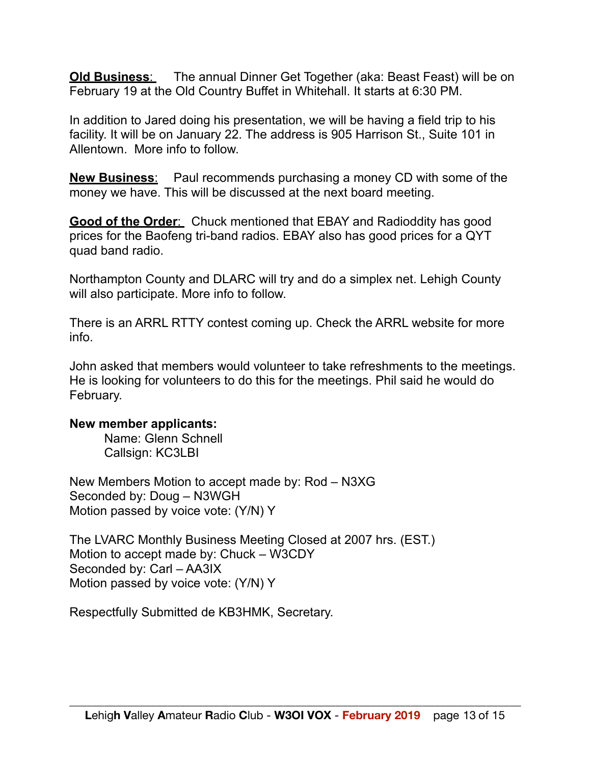**<u>Old Business</u>**: The annual Dinner Get Together (aka: Beast Feast) will be on February 19 at the Old Country Buffet in Whitehall. It starts at 6:30 PM.

In addition to Jared doing his presentation, we will be having a field trip to his facility. It will be on January 22. The address is 905 Harrison St., Suite 101 in Allentown. More info to follow.

**<u>New Business</u>**: Paul recommends purchasing a money CD with some of the money we have. This will be discussed at the next board meeting.

**<u>Good of the Order</u>**: Chuck mentioned that EBAY and Radioddity has good prices for the Baofeng tri-band radios. EBAY also has good prices for a QYT quad band radio.

Northampton County and DLARC will try and do a simplex net. Lehigh County will also participate. More info to follow.

There is an ARRL RTTY contest coming up. Check the ARRL website for more info.

John asked that members would volunteer to take refreshments to the meetings. He is looking for volunteers to do this for the meetings. Phil said he would do February.

**New member applicants:**

Name: Glenn Schnell
Callsign: KC3LBI

New Members Motion to accept made by: Rod – N3XG
Seconded by: Doug – N3WGH
Motion passed by voice vote: (Y/N) Y

The LVARC Monthly Business Meeting Closed at 2007 hrs. (EST.)
Motion to accept made by: Chuck – W3CDY
Seconded by: Carl – AA3IX
Motion passed by voice vote: (Y/N) Y

Respectfully Submitted de KB3HMK, Secretary.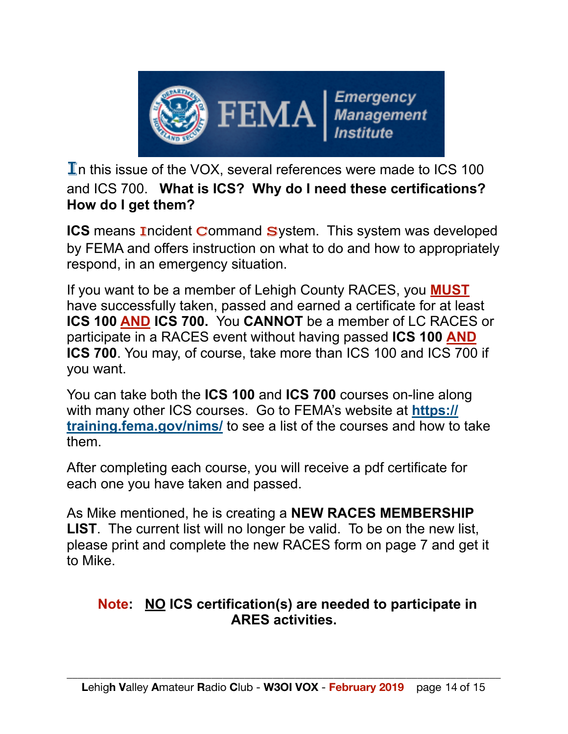In this issue of the VOX, several references were made to ICS 100 and ICS 700. **What is ICS? Why do I need these certifications? How do I get them?**

**ICS** means Incident Command System. This system was developed by FEMA and offers instruction on what to do and how to appropriately respond, in an emergency situation.

If you want to be a member of Lehigh County RACES, you **MUST** have successfully taken, passed and earned a certificate for at least **ICS 100 AND ICS 700.** You **CANNOT** be a member of LC RACES or participate in a RACES event without having passed **ICS 100 AND ICS 700**. You may, of course, take more than ICS 100 and ICS 700 if you want.

You can take both the **ICS 100** and **ICS 700** courses on-line along with many other ICS courses. Go to FEMA's website at **https://training.fema.gov/nims/** to see a list of the courses and how to take them.

After completing each course, you will receive a pdf certificate for each one you have taken and passed.

As Mike mentioned, he is creating a **NEW RACES MEMBERSHIP LIST**. The current list will no longer be valid. To be on the new list, please print and complete the new RACES form on page 7 and get it to Mike.

**Note: NO ICS certification(s) are needed to participate in ARES activities.**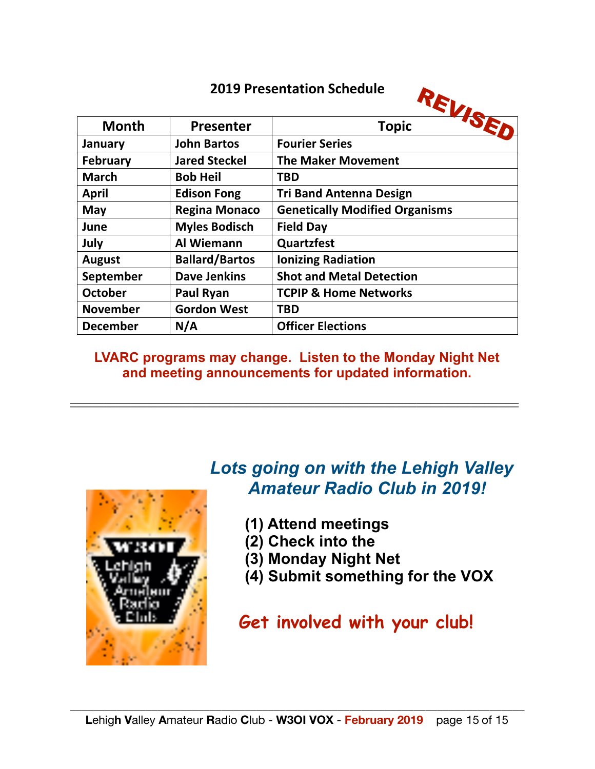## 2019 Presentation Schedule

REVISED

| Month | Presenter | Topic |
|---|---|---|
| January | John Bartos | Fourier Series |
| February | Jared Steckel | The Maker Movement |
| March | Bob Heil | TBD |
| April | Edison Fong | Tri Band Antenna Design |
| May | Regina Monaco | Genetically Modified Organisms |
| June | Myles Bodisch | Field Day |
| July | Al Wiemann | Quartzfest |
| August | Ballard/Bartos | Ionizing Radiation |
| September | Dave Jenkins | Shot and Metal Detection |
| October | Paul Ryan | TCPIP & Home Networks |
| November | Gordon West | TBD |
| December | N/A | Officer Elections |

**LVARC programs may change. Listen to the Monday Night Net and meeting announcements for updated information.**

---

## *Lots going on with the Lehigh Valley Amateur Radio Club in 2019!*

**(1) Attend meetings**
**(2) Check into the**
**(3) Monday Night Net**
**(4) Submit something for the VOX**

**Get involved with your club!**